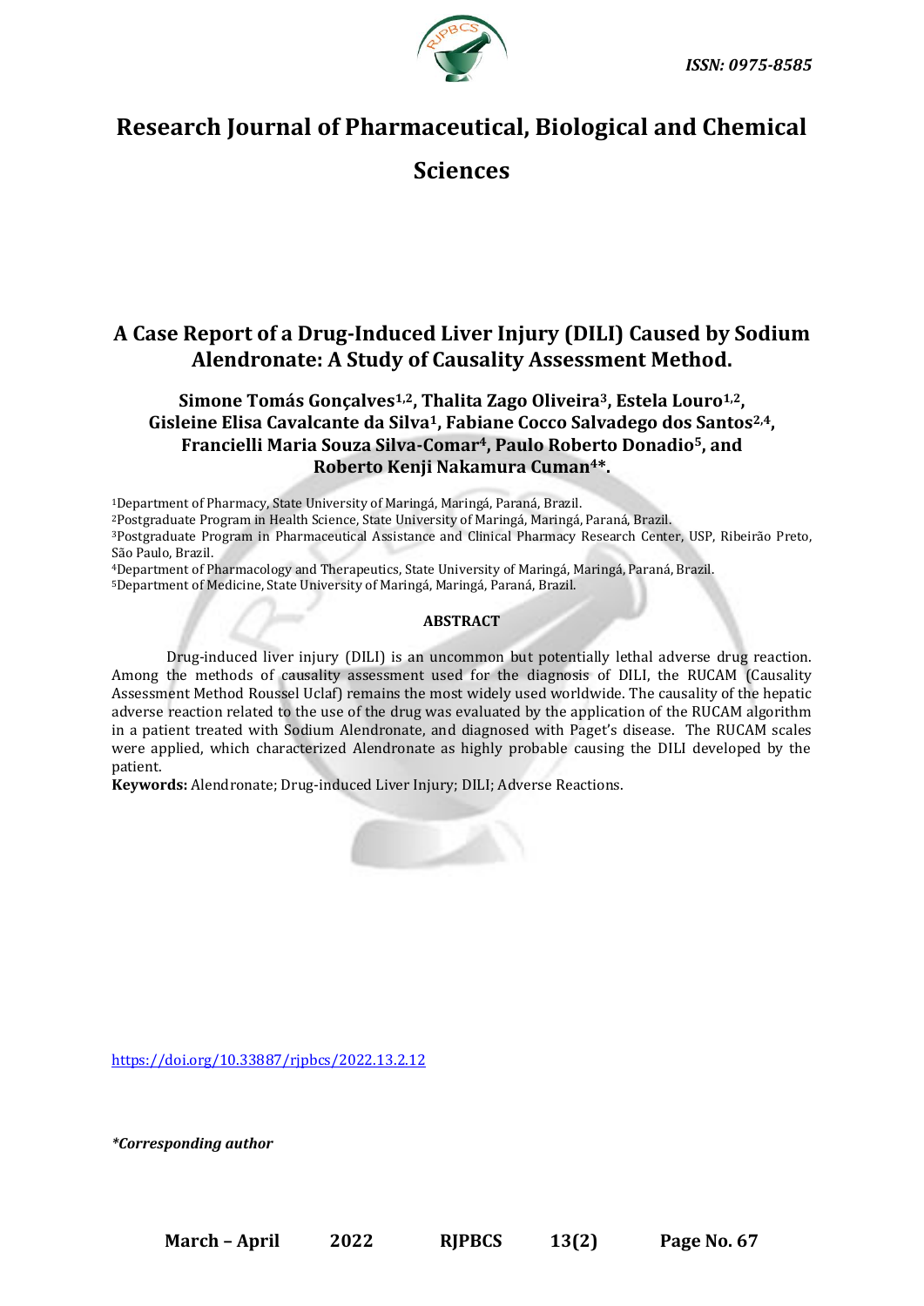ISSN: 0975-8585

# Research Journal of Pharmaceutical, Biological and Chemical Sciences

## A Case Report of a Drug-Induced Liver Injury (DILI) Caused by Sodium Alendronate: A Study of Causality Assessment Method.

**Simone Tomás Gonçalves[1,2], Thalita Zago Oliveira[3], Estela Louro[1,2], Gisleine Elisa Cavalcante da Silva[1], Fabiane Cocco Salvadego dos Santos[2,4], Francielli Maria Souza Silva-Comar[4], Paulo Roberto Donadio[5], and Roberto Kenji Nakamura Cuman[4]*.**

[1]Department of Pharmacy, State University of Maringá, Maringá, Paraná, Brazil.
[2]Postgraduate Program in Health Science, State University of Maringá, Maringá, Paraná, Brazil.
[3]Postgraduate Program in Pharmaceutical Assistance and Clinical Pharmacy Research Center, USP, Ribeirão Preto, São Paulo, Brazil.
[4]Department of Pharmacology and Therapeutics, State University of Maringá, Maringá, Paraná, Brazil.
[5]Department of Medicine, State University of Maringá, Maringá, Paraná, Brazil.

### ABSTRACT

Drug-induced liver injury (DILI) is an uncommon but potentially lethal adverse drug reaction. Among the methods of causality assessment used for the diagnosis of DILI, the RUCAM (Causality Assessment Method Roussel Uclaf) remains the most widely used worldwide. The causality of the hepatic adverse reaction related to the use of the drug was evaluated by the application of the RUCAM algorithm in a patient treated with Sodium Alendronate, and diagnosed with Paget's disease. The RUCAM scales were applied, which characterized Alendronate as highly probable causing the DILI developed by the patient.

**Keywords:** Alendronate; Drug-induced Liver Injury; DILI; Adverse Reactions.

https://doi.org/10.33887/rjpbcs/2022.13.2.12

*\*Corresponding author*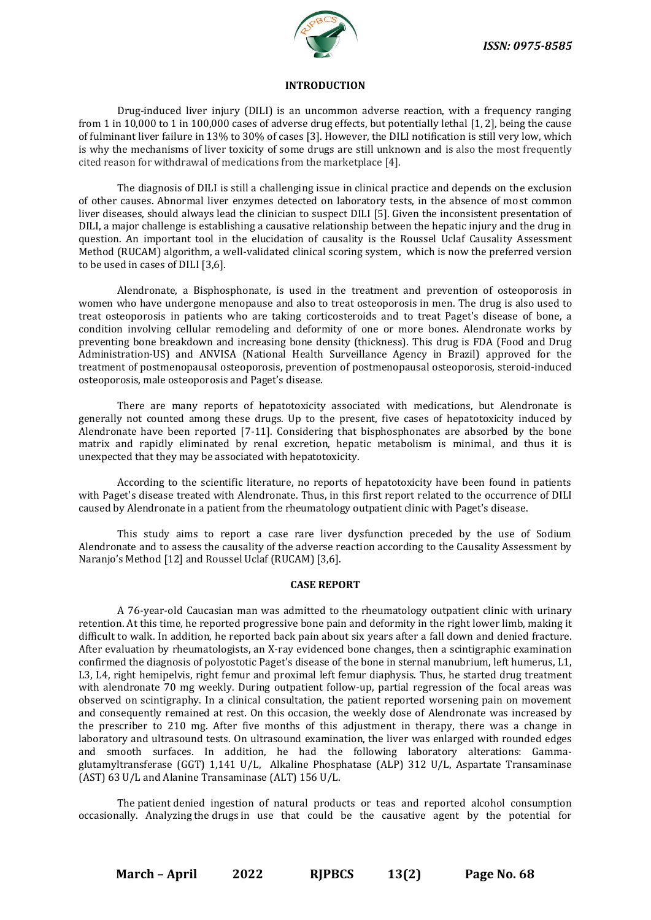## INTRODUCTION

Drug-induced liver injury (DILI) is an uncommon adverse reaction, with a frequency ranging from 1 in 10,000 to 1 in 100,000 cases of adverse drug effects, but potentially lethal [1, 2], being the cause of fulminant liver failure in 13% to 30% of cases [3]. However, the DILI notification is still very low, which is why the mechanisms of liver toxicity of some drugs are still unknown and is also the most frequently cited reason for withdrawal of medications from the marketplace [4].

The diagnosis of DILI is still a challenging issue in clinical practice and depends on the exclusion of other causes. Abnormal liver enzymes detected on laboratory tests, in the absence of most common liver diseases, should always lead the clinician to suspect DILI [5]. Given the inconsistent presentation of DILI, a major challenge is establishing a causative relationship between the hepatic injury and the drug in question. An important tool in the elucidation of causality is the Roussel Uclaf Causality Assessment Method (RUCAM) algorithm, a well-validated clinical scoring system, which is now the preferred version to be used in cases of DILI [3,6].

Alendronate, a Bisphosphonate, is used in the treatment and prevention of osteoporosis in women who have undergone menopause and also to treat osteoporosis in men. The drug is also used to treat osteoporosis in patients who are taking corticosteroids and to treat Paget's disease of bone, a condition involving cellular remodeling and deformity of one or more bones. Alendronate works by preventing bone breakdown and increasing bone density (thickness). This drug is FDA (Food and Drug Administration-US) and ANVISA (National Health Surveillance Agency in Brazil) approved for the treatment of postmenopausal osteoporosis, prevention of postmenopausal osteoporosis, steroid-induced osteoporosis, male osteoporosis and Paget's disease.

There are many reports of hepatotoxicity associated with medications, but Alendronate is generally not counted among these drugs. Up to the present, five cases of hepatotoxicity induced by Alendronate have been reported [7-11]. Considering that bisphosphonates are absorbed by the bone matrix and rapidly eliminated by renal excretion, hepatic metabolism is minimal, and thus it is unexpected that they may be associated with hepatotoxicity.

According to the scientific literature, no reports of hepatotoxicity have been found in patients with Paget's disease treated with Alendronate. Thus, in this first report related to the occurrence of DILI caused by Alendronate in a patient from the rheumatology outpatient clinic with Paget's disease.

This study aims to report a case rare liver dysfunction preceded by the use of Sodium Alendronate and to assess the causality of the adverse reaction according to the Causality Assessment by Naranjo's Method [12] and Roussel Uclaf (RUCAM) [3,6].

## CASE REPORT

A 76-year-old Caucasian man was admitted to the rheumatology outpatient clinic with urinary retention. At this time, he reported progressive bone pain and deformity in the right lower limb, making it difficult to walk. In addition, he reported back pain about six years after a fall down and denied fracture. After evaluation by rheumatologists, an X-ray evidenced bone changes, then a scintigraphic examination confirmed the diagnosis of polyostotic Paget's disease of the bone in sternal manubrium, left humerus, L1, L3, L4, right hemipelvis, right femur and proximal left femur diaphysis. Thus, he started drug treatment with alendronate 70 mg weekly. During outpatient follow-up, partial regression of the focal areas was observed on scintigraphy. In a clinical consultation, the patient reported worsening pain on movement and consequently remained at rest. On this occasion, the weekly dose of Alendronate was increased by the prescriber to 210 mg. After five months of this adjustment in therapy, there was a change in laboratory and ultrasound tests. On ultrasound examination, the liver was enlarged with rounded edges and smooth surfaces. In addition, he had the following laboratory alterations: Gamma-glutamyltransferase (GGT) 1,141 U/L, Alkaline Phosphatase (ALP) 312 U/L, Aspartate Transaminase (AST) 63 U/L and Alanine Transaminase (ALT) 156 U/L.

The patient denied ingestion of natural products or teas and reported alcohol consumption occasionally. Analyzing the drugs in use that could be the causative agent by the potential for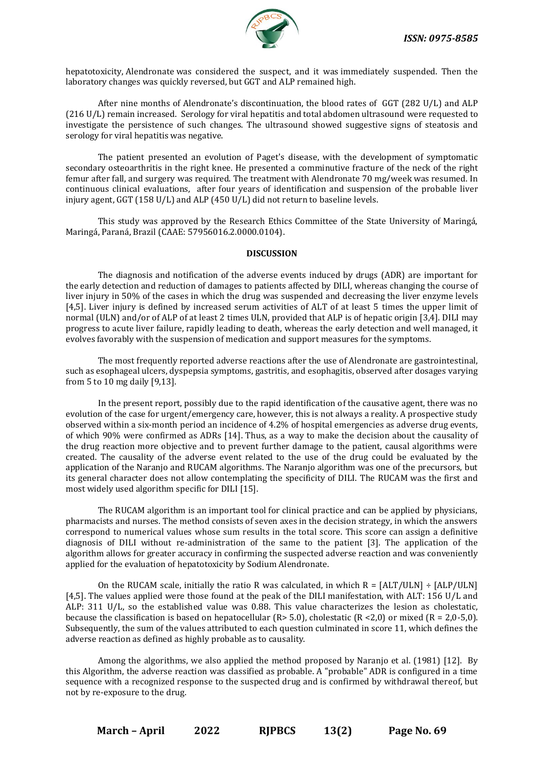hepatotoxicity, Alendronate was considered the suspect, and it was immediately suspended. Then the laboratory changes was quickly reversed, but GGT and ALP remained high.

After nine months of Alendronate's discontinuation, the blood rates of GGT (282 U/L) and ALP (216 U/L) remain increased. Serology for viral hepatitis and total abdomen ultrasound were requested to investigate the persistence of such changes. The ultrasound showed suggestive signs of steatosis and serology for viral hepatitis was negative.

The patient presented an evolution of Paget's disease, with the development of symptomatic secondary osteoarthritis in the right knee. He presented a comminutive fracture of the neck of the right femur after fall, and surgery was required. The treatment with Alendronate 70 mg/week was resumed. In continuous clinical evaluations, after four years of identification and suspension of the probable liver injury agent, GGT (158 U/L) and ALP (450 U/L) did not return to baseline levels.

This study was approved by the Research Ethics Committee of the State University of Maringá, Maringá, Paraná, Brazil (CAAE: 57956016.2.0000.0104).

## DISCUSSION

The diagnosis and notification of the adverse events induced by drugs (ADR) are important for the early detection and reduction of damages to patients affected by DILI, whereas changing the course of liver injury in 50% of the cases in which the drug was suspended and decreasing the liver enzyme levels [4,5]. Liver injury is defined by increased serum activities of ALT of at least 5 times the upper limit of normal (ULN) and/or of ALP of at least 2 times ULN, provided that ALP is of hepatic origin [3,4]. DILI may progress to acute liver failure, rapidly leading to death, whereas the early detection and well managed, it evolves favorably with the suspension of medication and support measures for the symptoms.

The most frequently reported adverse reactions after the use of Alendronate are gastrointestinal, such as esophageal ulcers, dyspepsia symptoms, gastritis, and esophagitis, observed after dosages varying from 5 to 10 mg daily [9,13].

In the present report, possibly due to the rapid identification of the causative agent, there was no evolution of the case for urgent/emergency care, however, this is not always a reality. A prospective study observed within a six-month period an incidence of 4.2% of hospital emergencies as adverse drug events, of which 90% were confirmed as ADRs [14]. Thus, as a way to make the decision about the causality of the drug reaction more objective and to prevent further damage to the patient, causal algorithms were created. The causality of the adverse event related to the use of the drug could be evaluated by the application of the Naranjo and RUCAM algorithms. The Naranjo algorithm was one of the precursors, but its general character does not allow contemplating the specificity of DILI. The RUCAM was the first and most widely used algorithm specific for DILI [15].

The RUCAM algorithm is an important tool for clinical practice and can be applied by physicians, pharmacists and nurses. The method consists of seven axes in the decision strategy, in which the answers correspond to numerical values whose sum results in the total score. This score can assign a definitive diagnosis of DILI without re-administration of the same to the patient [3]. The application of the algorithm allows for greater accuracy in confirming the suspected adverse reaction and was conveniently applied for the evaluation of hepatotoxicity by Sodium Alendronate.

On the RUCAM scale, initially the ratio R was calculated, in which $R = [ALT/ULN] \div [ALP/ULN]$ [4,5]. The values applied were those found at the peak of the DILI manifestation, with ALT: 156 U/L and ALP: 311 U/L, so the established value was 0.88. This value characterizes the lesion as cholestatic, because the classification is based on hepatocellular ($R > 5.0$), cholestatic ($R < 2{,}0$) or mixed ($R = 2{,}0$-$5{,}0$). Subsequently, the sum of the values attributed to each question culminated in score 11, which defines the adverse reaction as defined as highly probable as to causality.

Among the algorithms, we also applied the method proposed by Naranjo et al. (1981) [12]. By this Algorithm, the adverse reaction was classified as probable. A "probable" ADR is configured in a time sequence with a recognized response to the suspected drug and is confirmed by withdrawal thereof, but not by re-exposure to the drug.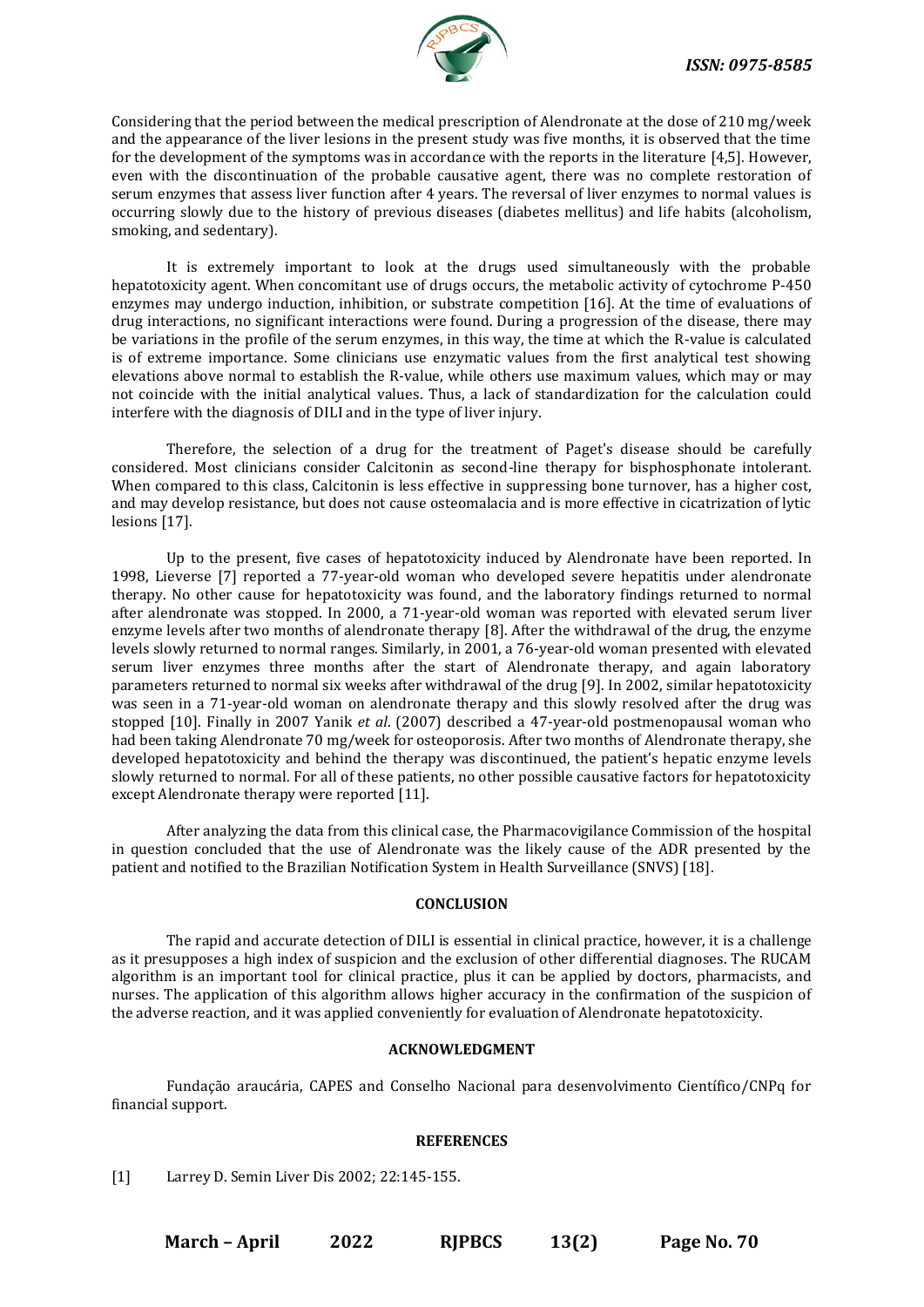Considering that the period between the medical prescription of Alendronate at the dose of 210 mg/week and the appearance of the liver lesions in the present study was five months, it is observed that the time for the development of the symptoms was in accordance with the reports in the literature [4,5]. However, even with the discontinuation of the probable causative agent, there was no complete restoration of serum enzymes that assess liver function after 4 years. The reversal of liver enzymes to normal values is occurring slowly due to the history of previous diseases (diabetes mellitus) and life habits (alcoholism, smoking, and sedentary).

It is extremely important to look at the drugs used simultaneously with the probable hepatotoxicity agent. When concomitant use of drugs occurs, the metabolic activity of cytochrome P-450 enzymes may undergo induction, inhibition, or substrate competition [16]. At the time of evaluations of drug interactions, no significant interactions were found. During a progression of the disease, there may be variations in the profile of the serum enzymes, in this way, the time at which the R-value is calculated is of extreme importance. Some clinicians use enzymatic values from the first analytical test showing elevations above normal to establish the R-value, while others use maximum values, which may or may not coincide with the initial analytical values. Thus, a lack of standardization for the calculation could interfere with the diagnosis of DILI and in the type of liver injury.

Therefore, the selection of a drug for the treatment of Paget's disease should be carefully considered. Most clinicians consider Calcitonin as second-line therapy for bisphosphonate intolerant. When compared to this class, Calcitonin is less effective in suppressing bone turnover, has a higher cost, and may develop resistance, but does not cause osteomalacia and is more effective in cicatrization of lytic lesions [17].

Up to the present, five cases of hepatotoxicity induced by Alendronate have been reported. In 1998, Lieverse [7] reported a 77-year-old woman who developed severe hepatitis under alendronate therapy. No other cause for hepatotoxicity was found, and the laboratory findings returned to normal after alendronate was stopped. In 2000, a 71-year-old woman was reported with elevated serum liver enzyme levels after two months of alendronate therapy [8]. After the withdrawal of the drug, the enzyme levels slowly returned to normal ranges. Similarly, in 2001, a 76-year-old woman presented with elevated serum liver enzymes three months after the start of Alendronate therapy, and again laboratory parameters returned to normal six weeks after withdrawal of the drug [9]. In 2002, similar hepatotoxicity was seen in a 71-year-old woman on alendronate therapy and this slowly resolved after the drug was stopped [10]. Finally in 2007 Yanik *et al*. (2007) described a 47-year-old postmenopausal woman who had been taking Alendronate 70 mg/week for osteoporosis. After two months of Alendronate therapy, she developed hepatotoxicity and behind the therapy was discontinued, the patient's hepatic enzyme levels slowly returned to normal. For all of these patients, no other possible causative factors for hepatotoxicity except Alendronate therapy were reported [11].

After analyzing the data from this clinical case, the Pharmacovigilance Commission of the hospital in question concluded that the use of Alendronate was the likely cause of the ADR presented by the patient and notified to the Brazilian Notification System in Health Surveillance (SNVS) [18].

## CONCLUSION

The rapid and accurate detection of DILI is essential in clinical practice, however, it is a challenge as it presupposes a high index of suspicion and the exclusion of other differential diagnoses. The RUCAM algorithm is an important tool for clinical practice, plus it can be applied by doctors, pharmacists, and nurses. The application of this algorithm allows higher accuracy in the confirmation of the suspicion of the adverse reaction, and it was applied conveniently for evaluation of Alendronate hepatotoxicity.

## ACKNOWLEDGMENT

Fundação araucária, CAPES and Conselho Nacional para desenvolvimento Científico/CNPq for financial support.

## REFERENCES

[1] Larrey D. Semin Liver Dis 2002; 22:145-155.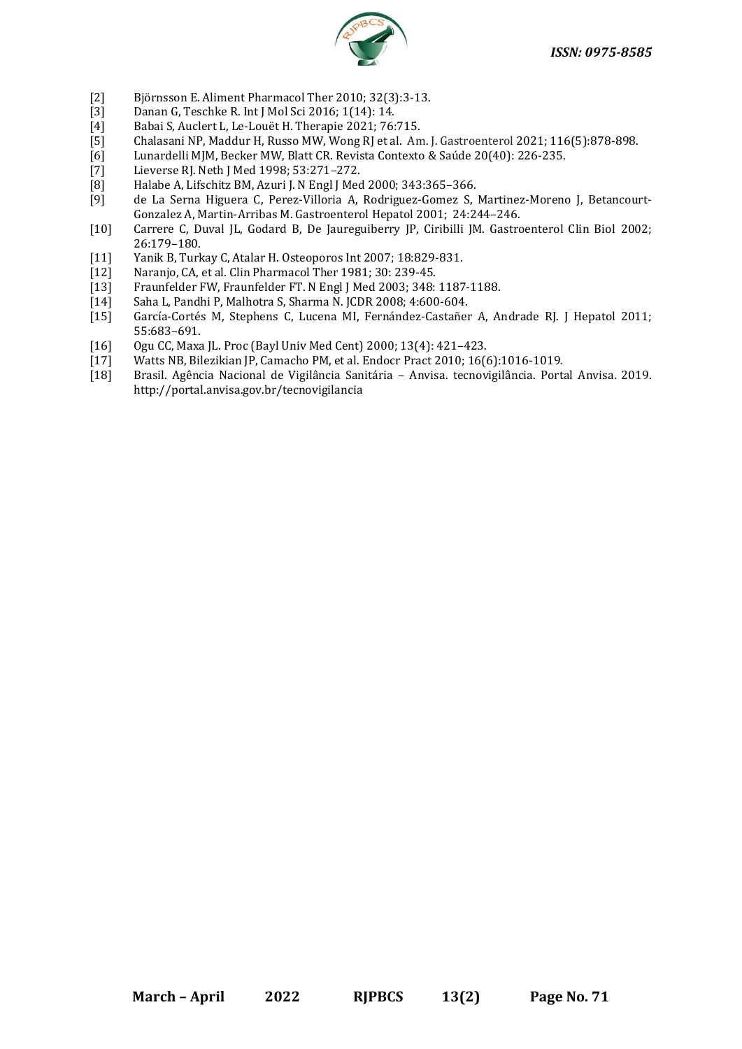[2] Björnsson E. Aliment Pharmacol Ther 2010; 32(3):3-13.
[3] Danan G, Teschke R. Int J Mol Sci 2016; 1(14): 14.
[4] Babai S, Auclert L, Le-Louët H. Therapie 2021; 76:715.
[5] Chalasani NP, Maddur H, Russo MW, Wong RJ et al. Am. J. Gastroenterol 2021; 116(5):878-898.
[6] Lunardelli MJM, Becker MW, Blatt CR. Revista Contexto & Saúde 20(40): 226-235.
[7] Lieverse RJ. Neth J Med 1998; 53:271–272.
[8] Halabe A, Lifschitz BM, Azuri J. N Engl J Med 2000; 343:365–366.
[9] de La Serna Higuera C, Perez-Villoria A, Rodriguez-Gomez S, Martinez-Moreno J, Betancourt-Gonzalez A, Martin-Arribas M. Gastroenterol Hepatol 2001; 24:244–246.
[10] Carrere C, Duval JL, Godard B, De Jaureguiberry JP, Ciribilli JM. Gastroenterol Clin Biol 2002; 26:179–180.
[11] Yanik B, Turkay C, Atalar H. Osteoporos Int 2007; 18:829-831.
[12] Naranjo, CA, et al. Clin Pharmacol Ther 1981; 30: 239-45.
[13] Fraunfelder FW, Fraunfelder FT. N Engl J Med 2003; 348: 1187-1188.
[14] Saha L, Pandhi P, Malhotra S, Sharma N. JCDR 2008; 4:600-604.
[15] García-Cortés M, Stephens C, Lucena MI, Fernández-Castañer A, Andrade RJ. J Hepatol 2011; 55:683–691.
[16] Ogu CC, Maxa JL. Proc (Bayl Univ Med Cent) 2000; 13(4): 421–423.
[17] Watts NB, Bilezikian JP, Camacho PM, et al. Endocr Pract 2010; 16(6):1016-1019.
[18] Brasil. Agência Nacional de Vigilância Sanitária – Anvisa. tecnovigilância. Portal Anvisa. 2019. http://portal.anvisa.gov.br/tecnovigilancia